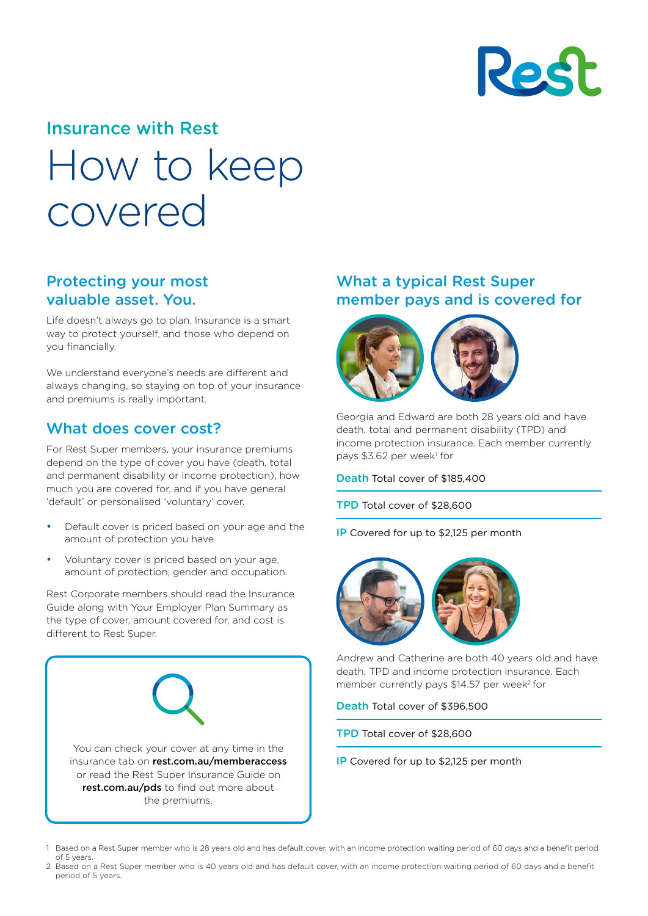Rest

## Insurance with Rest

# How to keep covered

## Protecting your most valuable asset. You.

Life doesn't always go to plan. Insurance is a smart way to protect yourself, and those who depend on you financially.

We understand everyone's needs are different and always changing, so staying on top of your insurance and premiums is really important.

## What does cover cost?

For Rest Super members, your insurance premiums depend on the type of cover you have (death, total and permanent disability or income protection), how much you are covered for, and if you have general 'default' or personalised 'voluntary' cover.

- Default cover is priced based on your age and the amount of protection you have
- Voluntary cover is priced based on your age, amount of protection, gender and occupation.

Rest Corporate members should read the Insurance Guide along with Your Employer Plan Summary as the type of cover, amount covered for, and cost is different to Rest Super.

You can check your cover at any time in the insurance tab on **rest.com.au/memberaccess** or read the Rest Super Insurance Guide on **rest.com.au/pds** to find out more about the premiums.

## What a typical Rest Super member pays and is covered for

Georgia and Edward are both 28 years old and have death, total and permanent disability (TPD) and income protection insurance. Each member currently pays $3.62 per week[1] for

**Death** Total cover of $185,400

**TPD** Total cover of $28,600

**IP** Covered for up to $2,125 per month

Andrew and Catherine are both 40 years old and have death, TPD and income protection insurance. Each member currently pays $14.57 per week[2] for

**Death** Total cover of $396,500

**TPD** Total cover of $28,600

**IP** Covered for up to $2,125 per month

1 Based on a Rest Super member who is 28 years old and has default cover, with an income protection waiting period of 60 days and a benefit period of 5 years.

2 Based on a Rest Super member who is 40 years old and has default cover, with an income protection waiting period of 60 days and a benefit period of 5 years.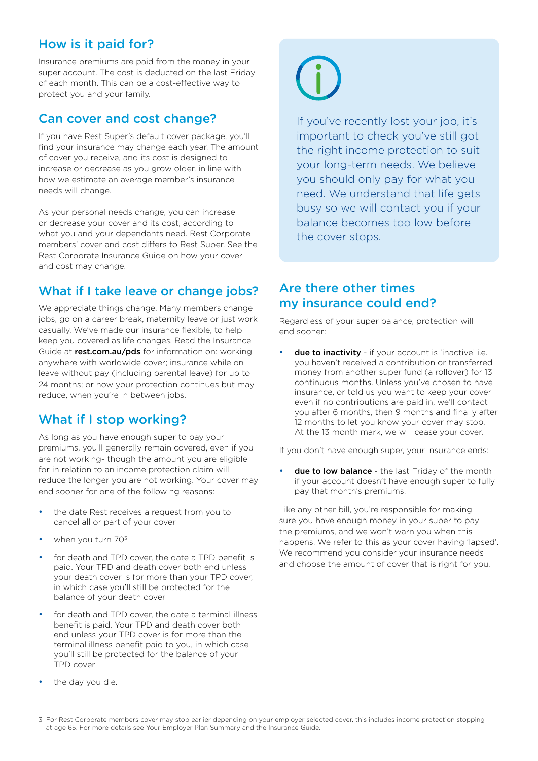## How is it paid for?

Insurance premiums are paid from the money in your super account. The cost is deducted on the last Friday of each month. This can be a cost-effective way to protect you and your family.

## Can cover and cost change?

If you have Rest Super's default cover package, you'll find your insurance may change each year. The amount of cover you receive, and its cost is designed to increase or decrease as you grow older, in line with how we estimate an average member's insurance needs will change.

As your personal needs change, you can increase or decrease your cover and its cost, according to what you and your dependants need. Rest Corporate members' cover and cost differs to Rest Super. See the Rest Corporate Insurance Guide on how your cover and cost may change.

## What if I take leave or change jobs?

We appreciate things change. Many members change jobs, go on a career break, maternity leave or just work casually. We've made our insurance flexible, to help keep you covered as life changes. Read the Insurance Guide at **rest.com.au/pds** for information on: working anywhere with worldwide cover; insurance while on leave without pay (including parental leave) for up to 24 months; or how your protection continues but may reduce, when you're in between jobs.

## What if I stop working?

As long as you have enough super to pay your premiums, you'll generally remain covered, even if you are not working- though the amount you are eligible for in relation to an income protection claim will reduce the longer you are not working. Your cover may end sooner for one of the following reasons:

- the date Rest receives a request from you to cancel all or part of your cover
- when you turn 70[3]
- for death and TPD cover, the date a TPD benefit is paid. Your TPD and death cover both end unless your death cover is for more than your TPD cover, in which case you'll still be protected for the balance of your death cover
- for death and TPD cover, the date a terminal illness benefit is paid. Your TPD and death cover both end unless your TPD cover is for more than the terminal illness benefit paid to you, in which case you'll still be protected for the balance of your TPD cover
- the day you die.

If you've recently lost your job, it's important to check you've still got the right income protection to suit your long-term needs. We believe you should only pay for what you need. We understand that life gets busy so we will contact you if your balance becomes too low before the cover stops.

## Are there other times my insurance could end?

Regardless of your super balance, protection will end sooner:

- **due to inactivity** - if your account is 'inactive' i.e. you haven't received a contribution or transferred money from another super fund (a rollover) for 13 continuous months. Unless you've chosen to have insurance, or told us you want to keep your cover even if no contributions are paid in, we'll contact you after 6 months, then 9 months and finally after 12 months to let you know your cover may stop. At the 13 month mark, we will cease your cover.

If you don't have enough super, your insurance ends:

- **due to low balance** - the last Friday of the month if your account doesn't have enough super to fully pay that month's premiums.

Like any other bill, you're responsible for making sure you have enough money in your super to pay the premiums, and we won't warn you when this happens. We refer to this as your cover having 'lapsed'. We recommend you consider your insurance needs and choose the amount of cover that is right for you.

3 For Rest Corporate members cover may stop earlier depending on your employer selected cover, this includes income protection stopping at age 65. For more details see Your Employer Plan Summary and the Insurance Guide.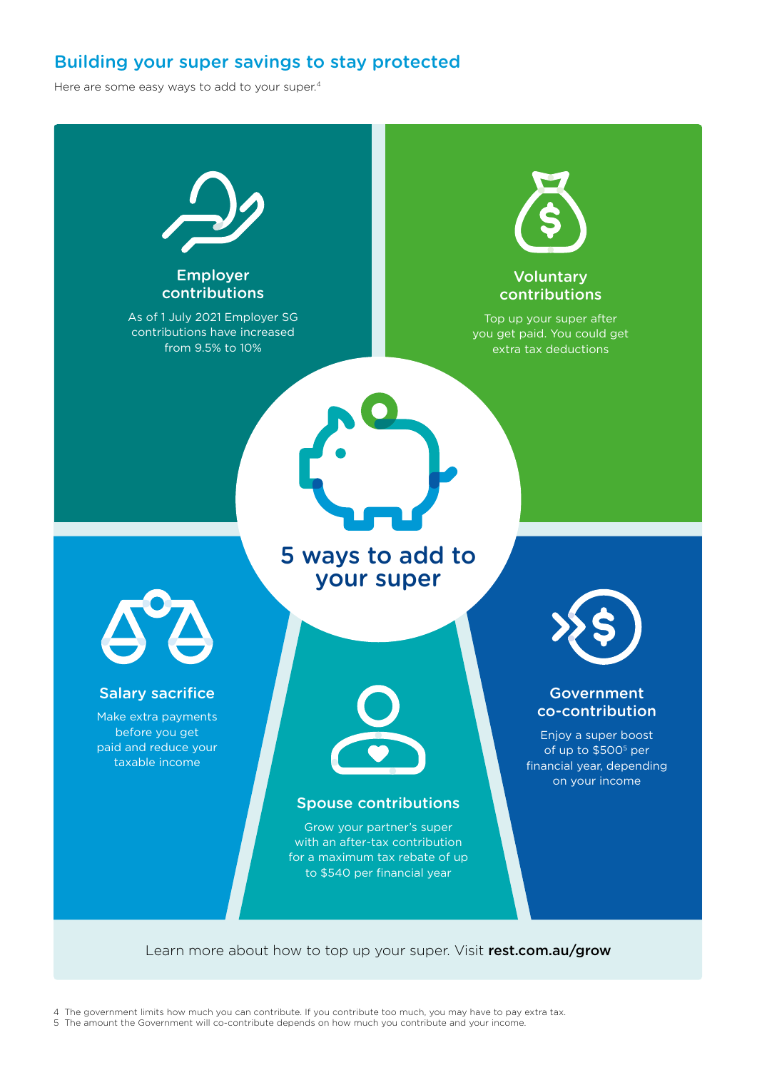## Building your super savings to stay protected

Here are some easy ways to add to your super.[4]

### 5 ways to add to your super

**Employer contributions**

As of 1 July 2021 Employer SG contributions have increased from 9.5% to 10%

**Voluntary contributions**

Top up your super after you get paid. You could get extra tax deductions

**Salary sacrifice**

Make extra payments before you get paid and reduce your taxable income

**Spouse contributions**

Grow your partner's super with an after-tax contribution for a maximum tax rebate of up to $540 per financial year

**Government co-contribution**

Enjoy a super boost of up to $500[5] per financial year, depending on your income

Learn more about how to top up your super. Visit **rest.com.au/grow**

4 The government limits how much you can contribute. If you contribute too much, you may have to pay extra tax.
5 The amount the Government will co-contribute depends on how much you contribute and your income.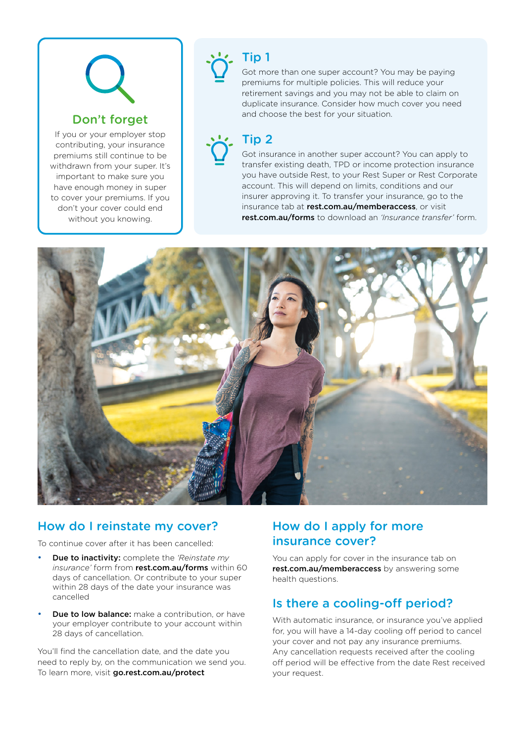## Don't forget

If you or your employer stop contributing, your insurance premiums still continue to be withdrawn from your super. It's important to make sure you have enough money in super to cover your premiums. If you don't your cover could end without you knowing.

## Tip 1

Got more than one super account? You may be paying premiums for multiple policies. This will reduce your retirement savings and you may not be able to claim on duplicate insurance. Consider how much cover you need and choose the best for your situation.

## Tip 2

Got insurance in another super account? You can apply to transfer existing death, TPD or income protection insurance you have outside Rest, to your Rest Super or Rest Corporate account. This will depend on limits, conditions and our insurer approving it. To transfer your insurance, go to the insurance tab at **rest.com.au/memberaccess**, or visit **rest.com.au/forms** to download an *'Insurance transfer'* form.

## How do I reinstate my cover?

To continue cover after it has been cancelled:

- **Due to inactivity:** complete the *'Reinstate my insurance'* form from **rest.com.au/forms** within 60 days of cancellation. Or contribute to your super within 28 days of the date your insurance was cancelled
- **Due to low balance:** make a contribution, or have your employer contribute to your account within 28 days of cancellation.

You'll find the cancellation date, and the date you need to reply by, on the communication we send you. To learn more, visit **go.rest.com.au/protect**

## How do I apply for more insurance cover?

You can apply for cover in the insurance tab on **rest.com.au/memberaccess** by answering some health questions.

## Is there a cooling-off period?

With automatic insurance, or insurance you've applied for, you will have a 14-day cooling off period to cancel your cover and not pay any insurance premiums. Any cancellation requests received after the cooling off period will be effective from the date Rest received your request.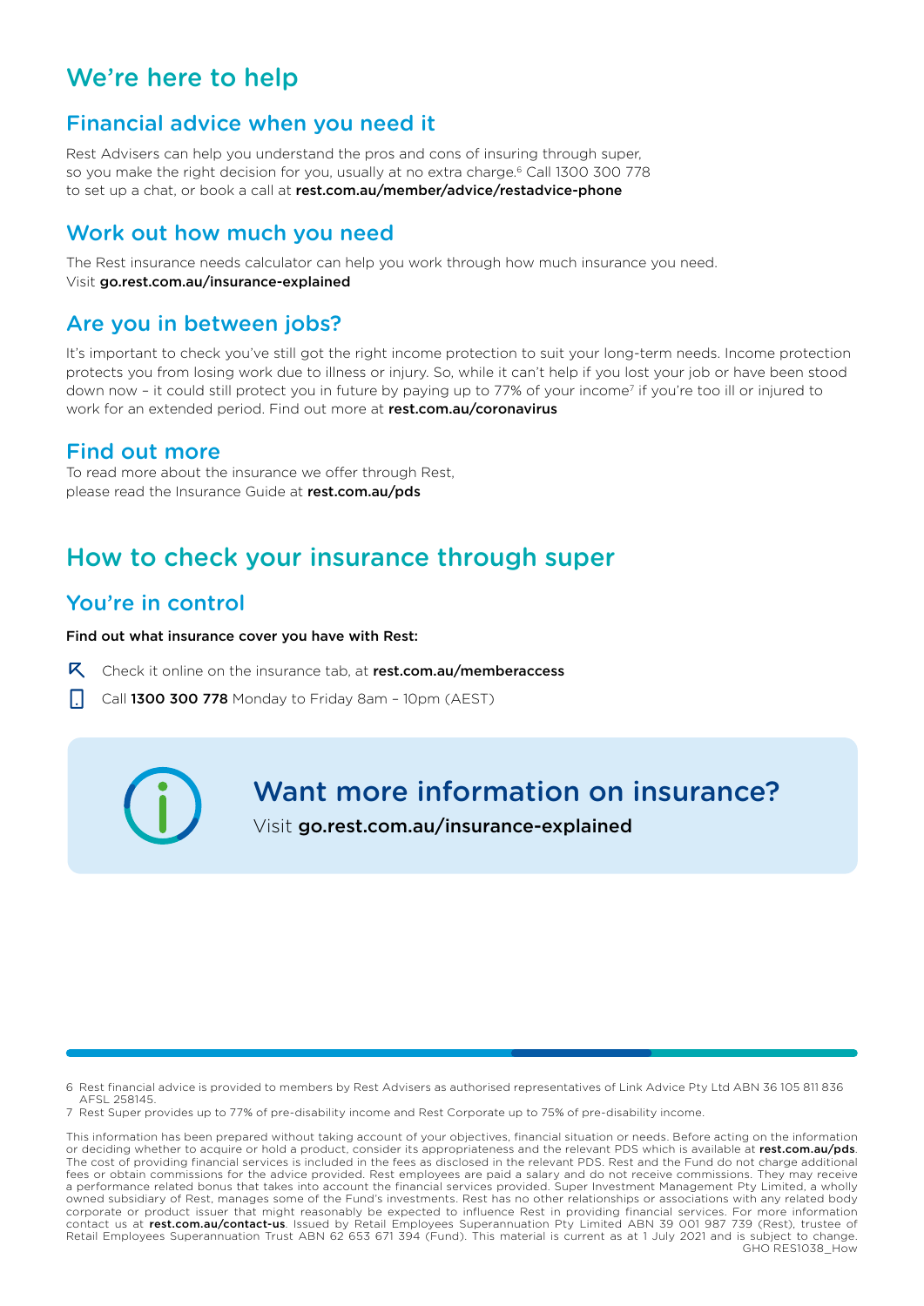# We're here to help

## Financial advice when you need it

Rest Advisers can help you understand the pros and cons of insuring through super, so you make the right decision for you, usually at no extra charge.[6] Call 1300 300 778 to set up a chat, or book a call at **rest.com.au/member/advice/restadvice-phone**

## Work out how much you need

The Rest insurance needs calculator can help you work through how much insurance you need. Visit **go.rest.com.au/insurance-explained**

## Are you in between jobs?

It's important to check you've still got the right income protection to suit your long-term needs. Income protection protects you from losing work due to illness or injury. So, while it can't help if you lost your job or have been stood down now – it could still protect you in future by paying up to 77% of your income[7] if you're too ill or injured to work for an extended period. Find out more at **rest.com.au/coronavirus**

## Find out more

To read more about the insurance we offer through Rest, please read the Insurance Guide at **rest.com.au/pds**

# How to check your insurance through super

## You're in control

**Find out what insurance cover you have with Rest:**

- Check it online on the insurance tab, at **rest.com.au/memberaccess**
- Call **1300 300 778** Monday to Friday 8am – 10pm (AEST)

## Want more information on insurance?

Visit **go.rest.com.au/insurance-explained**

6 Rest financial advice is provided to members by Rest Advisers as authorised representatives of Link Advice Pty Ltd ABN 36 105 811 836 AFSL 258145.

7 Rest Super provides up to 77% of pre-disability income and Rest Corporate up to 75% of pre-disability income.

This information has been prepared without taking account of your objectives, financial situation or needs. Before acting on the information or deciding whether to acquire or hold a product, consider its appropriateness and the relevant PDS which is available at **rest.com.au/pds**. The cost of providing financial services is included in the fees as disclosed in the relevant PDS. Rest and the Fund do not charge additional fees or obtain commissions for the advice provided. Rest employees are paid a salary and do not receive commissions. They may receive a performance related bonus that takes into account the financial services provided. Super Investment Management Pty Limited, a wholly owned subsidiary of Rest, manages some of the Fund's investments. Rest has no other relationships or associations with any related body corporate or product issuer that might reasonably be expected to influence Rest in providing financial services. For more information contact us at **rest.com.au/contact-us**. Issued by Retail Employees Superannuation Pty Limited ABN 39 001 987 739 (Rest), trustee of Retail Employees Superannuation Trust ABN 62 653 671 394 (Fund). This material is current as at 1 July 2021 and is subject to change. GHO RES1038_How